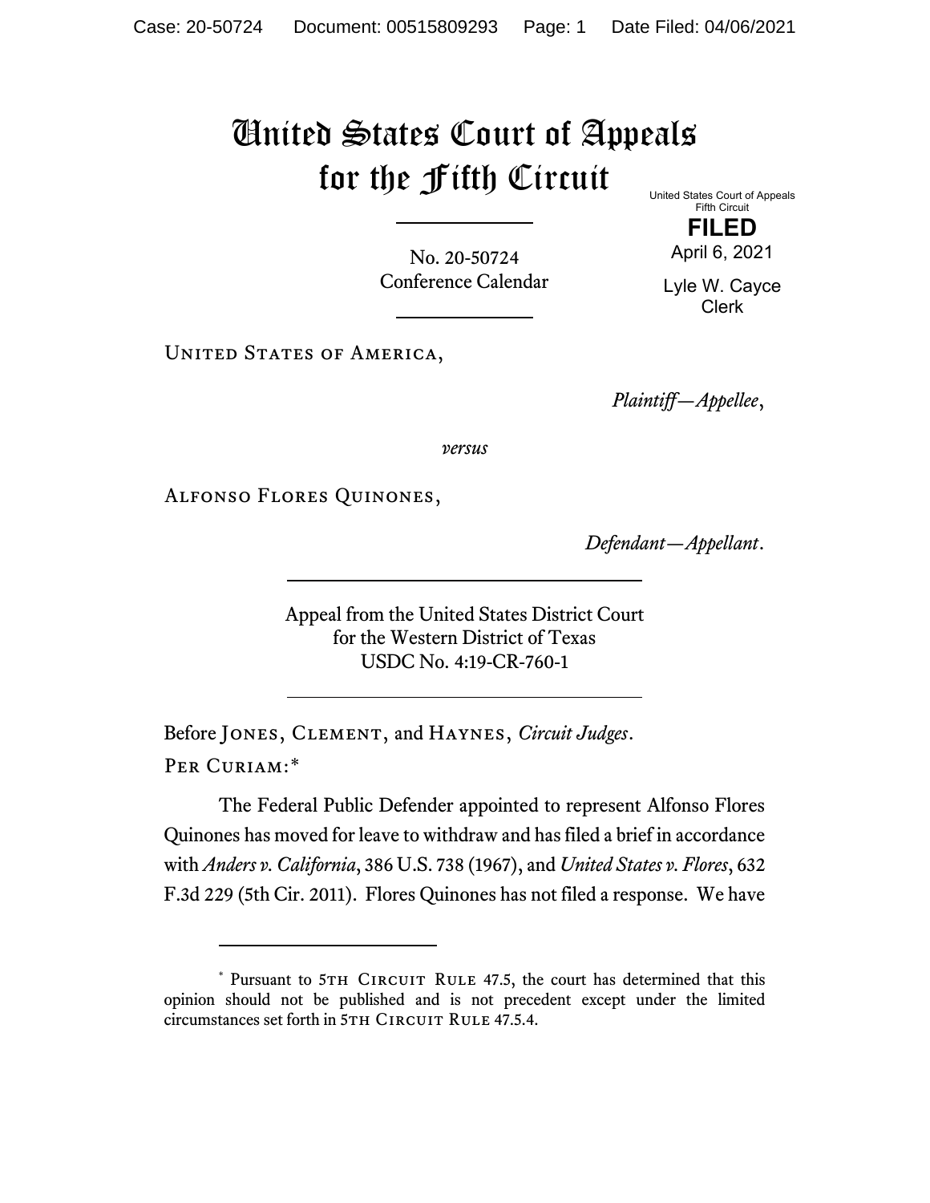# United States Court of Appeals for the Fifth Circuit

United States Court of Appeals
Fifth Circuit

**FILED**

April 6, 2021

Lyle W. Cayce
Clerk

No. 20-50724
Conference Calendar

United States of America,

*Plaintiff—Appellee*,

*versus*

Alfonso Flores Quinones,

*Defendant—Appellant*.

Appeal from the United States District Court
for the Western District of Texas
USDC No. 4:19-CR-760-1

Before Jones, Clement, and Haynes, *Circuit Judges*.

Per Curiam:*

The Federal Public Defender appointed to represent Alfonso Flores Quinones has moved for leave to withdraw and has filed a brief in accordance with *Anders v. California*, 386 U.S. 738 (1967), and *United States v. Flores*, 632 F.3d 229 (5th Cir. 2011). Flores Quinones has not filed a response. We have

---

* Pursuant to 5th Circuit Rule 47.5, the court has determined that this opinion should not be published and is not precedent except under the limited circumstances set forth in 5th Circuit Rule 47.5.4.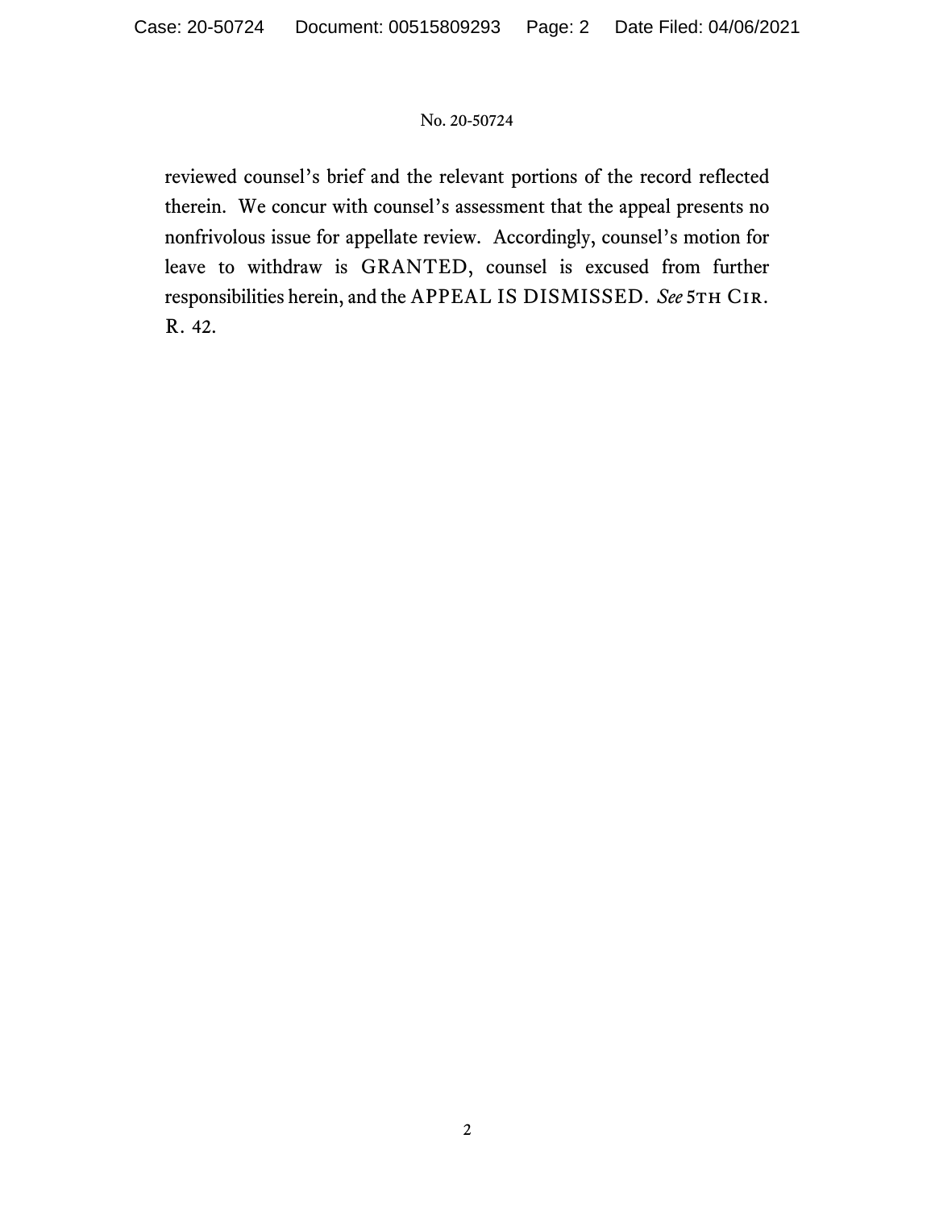reviewed counsel's brief and the relevant portions of the record reflected therein. We concur with counsel's assessment that the appeal presents no nonfrivolous issue for appellate review. Accordingly, counsel's motion for leave to withdraw is GRANTED, counsel is excused from further responsibilities herein, and the APPEAL IS DISMISSED. *See* 5TH CIR. R. 42.